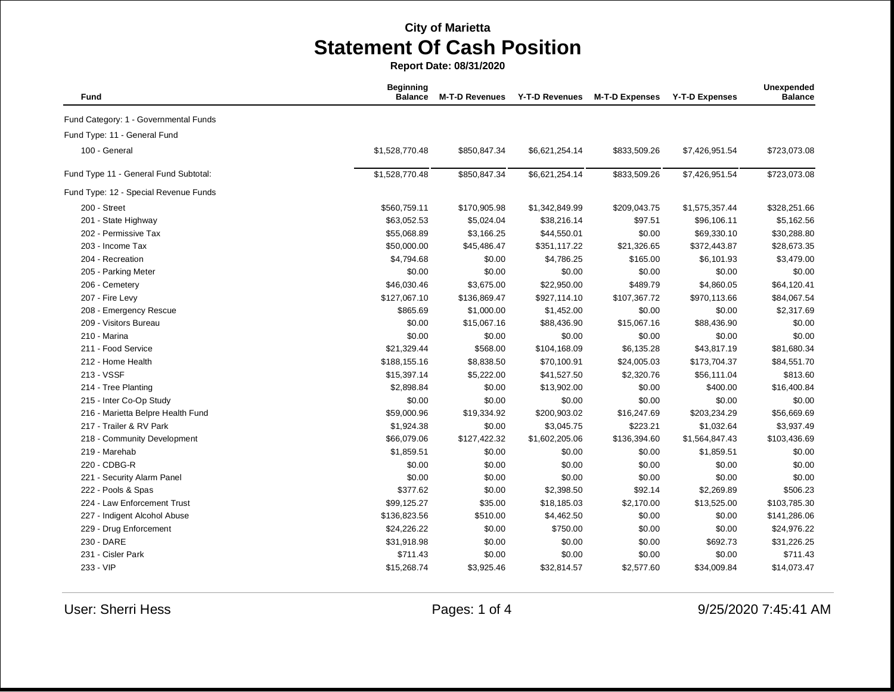**City of Marietta**

# Statement Of Cash Position

**Report Date: 08/31/2020**

| Fund | Beginning Balance | M-T-D Revenues | Y-T-D Revenues | M-T-D Expenses | Y-T-D Expenses | Unexpended Balance |
|---|---|---|---|---|---|---|
| Fund Category: 1 - Governmental Funds | | | | | | |
| Fund Type: 11 - General Fund | | | | | | |
| 100 - General | $1,528,770.48 | $850,847.34 | $6,621,254.14 | $833,509.26 | $7,426,951.54 | $723,073.08 |
| Fund Type 11 - General Fund Subtotal: | $1,528,770.48 | $850,847.34 | $6,621,254.14 | $833,509.26 | $7,426,951.54 | $723,073.08 |
| Fund Type: 12 - Special Revenue Funds | | | | | | |
| 200 - Street | $560,759.11 | $170,905.98 | $1,342,849.99 | $209,043.75 | $1,575,357.44 | $328,251.66 |
| 201 - State Highway | $63,052.53 | $5,024.04 | $38,216.14 | $97.51 | $96,106.11 | $5,162.56 |
| 202 - Permissive Tax | $55,068.89 | $3,166.25 | $44,550.01 | $0.00 | $69,330.10 | $30,288.80 |
| 203 - Income Tax | $50,000.00 | $45,486.47 | $351,117.22 | $21,326.65 | $372,443.87 | $28,673.35 |
| 204 - Recreation | $4,794.68 | $0.00 | $4,786.25 | $165.00 | $6,101.93 | $3,479.00 |
| 205 - Parking Meter | $0.00 | $0.00 | $0.00 | $0.00 | $0.00 | $0.00 |
| 206 - Cemetery | $46,030.46 | $3,675.00 | $22,950.00 | $489.79 | $4,860.05 | $64,120.41 |
| 207 - Fire Levy | $127,067.10 | $136,869.47 | $927,114.10 | $107,367.72 | $970,113.66 | $84,067.54 |
| 208 - Emergency Rescue | $865.69 | $1,000.00 | $1,452.00 | $0.00 | $0.00 | $2,317.69 |
| 209 - Visitors Bureau | $0.00 | $15,067.16 | $88,436.90 | $15,067.16 | $88,436.90 | $0.00 |
| 210 - Marina | $0.00 | $0.00 | $0.00 | $0.00 | $0.00 | $0.00 |
| 211 - Food Service | $21,329.44 | $568.00 | $104,168.09 | $6,135.28 | $43,817.19 | $81,680.34 |
| 212 - Home Health | $188,155.16 | $8,838.50 | $70,100.91 | $24,005.03 | $173,704.37 | $84,551.70 |
| 213 - VSSF | $15,397.14 | $5,222.00 | $41,527.50 | $2,320.76 | $56,111.04 | $813.60 |
| 214 - Tree Planting | $2,898.84 | $0.00 | $13,902.00 | $0.00 | $400.00 | $16,400.84 |
| 215 - Inter Co-Op Study | $0.00 | $0.00 | $0.00 | $0.00 | $0.00 | $0.00 |
| 216 - Marietta Belpre Health Fund | $59,000.96 | $19,334.92 | $200,903.02 | $16,247.69 | $203,234.29 | $56,669.69 |
| 217 - Trailer & RV Park | $1,924.38 | $0.00 | $3,045.75 | $223.21 | $1,032.64 | $3,937.49 |
| 218 - Community Development | $66,079.06 | $127,422.32 | $1,602,205.06 | $136,394.60 | $1,564,847.43 | $103,436.69 |
| 219 - Marehab | $1,859.51 | $0.00 | $0.00 | $0.00 | $1,859.51 | $0.00 |
| 220 - CDBG-R | $0.00 | $0.00 | $0.00 | $0.00 | $0.00 | $0.00 |
| 221 - Security Alarm Panel | $0.00 | $0.00 | $0.00 | $0.00 | $0.00 | $0.00 |
| 222 - Pools & Spas | $377.62 | $0.00 | $2,398.50 | $92.14 | $2,269.89 | $506.23 |
| 224 - Law Enforcement Trust | $99,125.27 | $35.00 | $18,185.03 | $2,170.00 | $13,525.00 | $103,785.30 |
| 227 - Indigent Alcohol Abuse | $136,823.56 | $510.00 | $4,462.50 | $0.00 | $0.00 | $141,286.06 |
| 229 - Drug Enforcement | $24,226.22 | $0.00 | $750.00 | $0.00 | $0.00 | $24,976.22 |
| 230 - DARE | $31,918.98 | $0.00 | $0.00 | $0.00 | $692.73 | $31,226.25 |
| 231 - Cisler Park | $711.43 | $0.00 | $0.00 | $0.00 | $0.00 | $711.43 |
| 233 - VIP | $15,268.74 | $3,925.46 | $32,814.57 | $2,577.60 | $34,009.84 | $14,073.47 |

User: Sherri Hess

9/25/2020 7:45:41 AM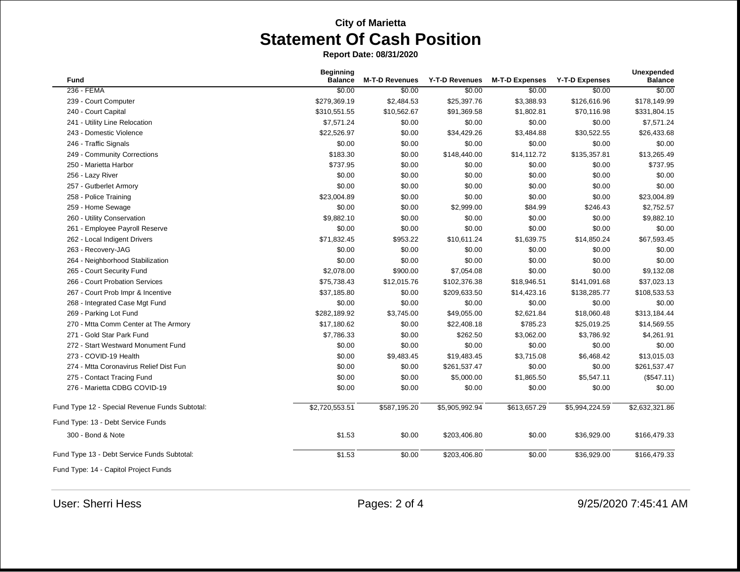**City of Marietta**

# Statement Of Cash Position

**Report Date: 08/31/2020**

| Fund | Beginning Balance | M-T-D Revenues | Y-T-D Revenues | M-T-D Expenses | Y-T-D Expenses | Unexpended Balance |
|---|---|---|---|---|---|---|
| 236 - FEMA | $0.00 | $0.00 | $0.00 | $0.00 | $0.00 | $0.00 |
| 239 - Court Computer | $279,369.19 | $2,484.53 | $25,397.76 | $3,388.93 | $126,616.96 | $178,149.99 |
| 240 - Court Capital | $310,551.55 | $10,562.67 | $91,369.58 | $1,802.81 | $70,116.98 | $331,804.15 |
| 241 - Utility Line Relocation | $7,571.24 | $0.00 | $0.00 | $0.00 | $0.00 | $7,571.24 |
| 243 - Domestic Violence | $22,526.97 | $0.00 | $34,429.26 | $3,484.88 | $30,522.55 | $26,433.68 |
| 246 - Traffic Signals | $0.00 | $0.00 | $0.00 | $0.00 | $0.00 | $0.00 |
| 249 - Community Corrections | $183.30 | $0.00 | $148,440.00 | $14,112.72 | $135,357.81 | $13,265.49 |
| 250 - Marietta Harbor | $737.95 | $0.00 | $0.00 | $0.00 | $0.00 | $737.95 |
| 256 - Lazy River | $0.00 | $0.00 | $0.00 | $0.00 | $0.00 | $0.00 |
| 257 - Gutberlet Armory | $0.00 | $0.00 | $0.00 | $0.00 | $0.00 | $0.00 |
| 258 - Police Training | $23,004.89 | $0.00 | $0.00 | $0.00 | $0.00 | $23,004.89 |
| 259 - Home Sewage | $0.00 | $0.00 | $2,999.00 | $84.99 | $246.43 | $2,752.57 |
| 260 - Utility Conservation | $9,882.10 | $0.00 | $0.00 | $0.00 | $0.00 | $9,882.10 |
| 261 - Employee Payroll Reserve | $0.00 | $0.00 | $0.00 | $0.00 | $0.00 | $0.00 |
| 262 - Local Indigent Drivers | $71,832.45 | $953.22 | $10,611.24 | $1,639.75 | $14,850.24 | $67,593.45 |
| 263 - Recovery-JAG | $0.00 | $0.00 | $0.00 | $0.00 | $0.00 | $0.00 |
| 264 - Neighborhood Stabilization | $0.00 | $0.00 | $0.00 | $0.00 | $0.00 | $0.00 |
| 265 - Court Security Fund | $2,078.00 | $900.00 | $7,054.08 | $0.00 | $0.00 | $9,132.08 |
| 266 - Court Probation Services | $75,738.43 | $12,015.76 | $102,376.38 | $18,946.51 | $141,091.68 | $37,023.13 |
| 267 - Court Prob Impr & Incentive | $37,185.80 | $0.00 | $209,633.50 | $14,423.16 | $138,285.77 | $108,533.53 |
| 268 - Integrated Case Mgt Fund | $0.00 | $0.00 | $0.00 | $0.00 | $0.00 | $0.00 |
| 269 - Parking Lot Fund | $282,189.92 | $3,745.00 | $49,055.00 | $2,621.84 | $18,060.48 | $313,184.44 |
| 270 - Mtta Comm Center at The Armory | $17,180.62 | $0.00 | $22,408.18 | $785.23 | $25,019.25 | $14,569.55 |
| 271 - Gold Star Park Fund | $7,786.33 | $0.00 | $262.50 | $3,062.00 | $3,786.92 | $4,261.91 |
| 272 - Start Westward Monument Fund | $0.00 | $0.00 | $0.00 | $0.00 | $0.00 | $0.00 |
| 273 - COVID-19 Health | $0.00 | $9,483.45 | $19,483.45 | $3,715.08 | $6,468.42 | $13,015.03 |
| 274 - Mtta Coronavirus Relief Dist Fun | $0.00 | $0.00 | $261,537.47 | $0.00 | $0.00 | $261,537.47 |
| 275 - Contact Tracing Fund | $0.00 | $0.00 | $5,000.00 | $1,865.50 | $5,547.11 | ($547.11) |
| 276 - Marietta CDBG COVID-19 | $0.00 | $0.00 | $0.00 | $0.00 | $0.00 | $0.00 |
| Fund Type 12 - Special Revenue Funds Subtotal: | $2,720,553.51 | $587,195.20 | $5,905,992.94 | $613,657.29 | $5,994,224.59 | $2,632,321.86 |
| Fund Type: 13 - Debt Service Funds | | | | | | |
| 300 - Bond & Note | $1.53 | $0.00 | $203,406.80 | $0.00 | $36,929.00 | $166,479.33 |
| Fund Type 13 - Debt Service Funds Subtotal: | $1.53 | $0.00 | $203,406.80 | $0.00 | $36,929.00 | $166,479.33 |
| Fund Type: 14 - Capitol Project Funds | | | | | | |

User: Sherri Hess

9/25/2020 7:45:41 AM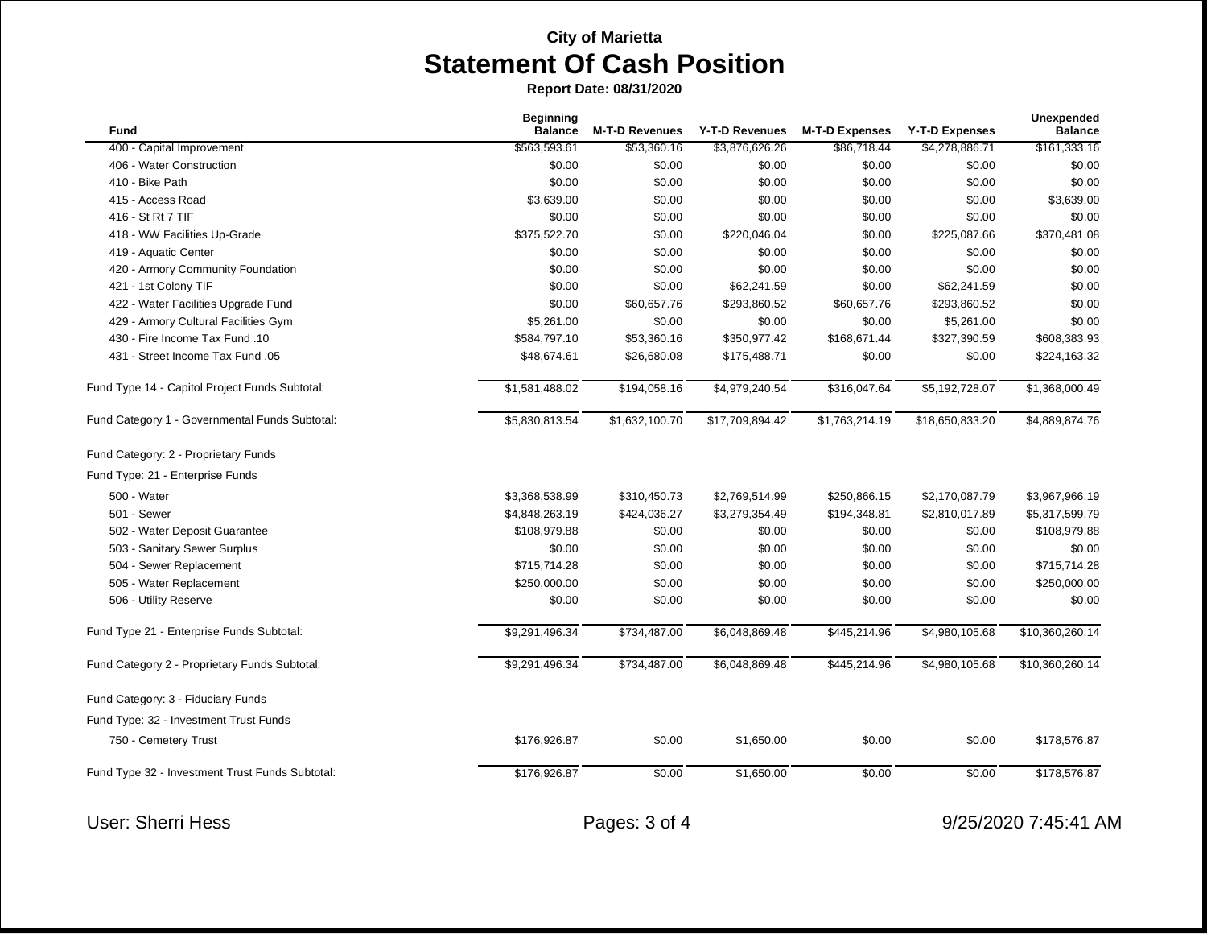**City of Marietta**

# Statement Of Cash Position

**Report Date: 08/31/2020**

| Fund | Beginning Balance | M-T-D Revenues | Y-T-D Revenues | M-T-D Expenses | Y-T-D Expenses | Unexpended Balance |
|---|---|---|---|---|---|---|
| 400 - Capital Improvement | $563,593.61 | $53,360.16 | $3,876,626.26 | $86,718.44 | $4,278,886.71 | $161,333.16 |
| 406 - Water Construction | $0.00 | $0.00 | $0.00 | $0.00 | $0.00 | $0.00 |
| 410 - Bike Path | $0.00 | $0.00 | $0.00 | $0.00 | $0.00 | $0.00 |
| 415 - Access Road | $3,639.00 | $0.00 | $0.00 | $0.00 | $0.00 | $3,639.00 |
| 416 - St Rt 7 TIF | $0.00 | $0.00 | $0.00 | $0.00 | $0.00 | $0.00 |
| 418 - WW Facilities Up-Grade | $375,522.70 | $0.00 | $220,046.04 | $0.00 | $225,087.66 | $370,481.08 |
| 419 - Aquatic Center | $0.00 | $0.00 | $0.00 | $0.00 | $0.00 | $0.00 |
| 420 - Armory Community Foundation | $0.00 | $0.00 | $0.00 | $0.00 | $0.00 | $0.00 |
| 421 - 1st Colony TIF | $0.00 | $0.00 | $62,241.59 | $0.00 | $62,241.59 | $0.00 |
| 422 - Water Facilities Upgrade Fund | $0.00 | $60,657.76 | $293,860.52 | $60,657.76 | $293,860.52 | $0.00 |
| 429 - Armory Cultural Facilities Gym | $5,261.00 | $0.00 | $0.00 | $0.00 | $5,261.00 | $0.00 |
| 430 - Fire Income Tax Fund .10 | $584,797.10 | $53,360.16 | $350,977.42 | $168,671.44 | $327,390.59 | $608,383.93 |
| 431 - Street Income Tax Fund .05 | $48,674.61 | $26,680.08 | $175,488.71 | $0.00 | $0.00 | $224,163.32 |
| Fund Type 14 - Capitol Project Funds Subtotal: | $1,581,488.02 | $194,058.16 | $4,979,240.54 | $316,047.64 | $5,192,728.07 | $1,368,000.49 |
| Fund Category 1 - Governmental Funds Subtotal: | $5,830,813.54 | $1,632,100.70 | $17,709,894.42 | $1,763,214.19 | $18,650,833.20 | $4,889,874.76 |
| Fund Category: 2 - Proprietary Funds | | | | | | |
| Fund Type: 21 - Enterprise Funds | | | | | | |
| 500 - Water | $3,368,538.99 | $310,450.73 | $2,769,514.99 | $250,866.15 | $2,170,087.79 | $3,967,966.19 |
| 501 - Sewer | $4,848,263.19 | $424,036.27 | $3,279,354.49 | $194,348.81 | $2,810,017.89 | $5,317,599.79 |
| 502 - Water Deposit Guarantee | $108,979.88 | $0.00 | $0.00 | $0.00 | $0.00 | $108,979.88 |
| 503 - Sanitary Sewer Surplus | $0.00 | $0.00 | $0.00 | $0.00 | $0.00 | $0.00 |
| 504 - Sewer Replacement | $715,714.28 | $0.00 | $0.00 | $0.00 | $0.00 | $715,714.28 |
| 505 - Water Replacement | $250,000.00 | $0.00 | $0.00 | $0.00 | $0.00 | $250,000.00 |
| 506 - Utility Reserve | $0.00 | $0.00 | $0.00 | $0.00 | $0.00 | $0.00 |
| Fund Type 21 - Enterprise Funds Subtotal: | $9,291,496.34 | $734,487.00 | $6,048,869.48 | $445,214.96 | $4,980,105.68 | $10,360,260.14 |
| Fund Category 2 - Proprietary Funds Subtotal: | $9,291,496.34 | $734,487.00 | $6,048,869.48 | $445,214.96 | $4,980,105.68 | $10,360,260.14 |
| Fund Category: 3 - Fiduciary Funds | | | | | | |
| Fund Type: 32 - Investment Trust Funds | | | | | | |
| 750 - Cemetery Trust | $176,926.87 | $0.00 | $1,650.00 | $0.00 | $0.00 | $178,576.87 |
| Fund Type 32 - Investment Trust Funds Subtotal: | $176,926.87 | $0.00 | $1,650.00 | $0.00 | $0.00 | $178,576.87 |

User: Sherri Hess

9/25/2020 7:45:41 AM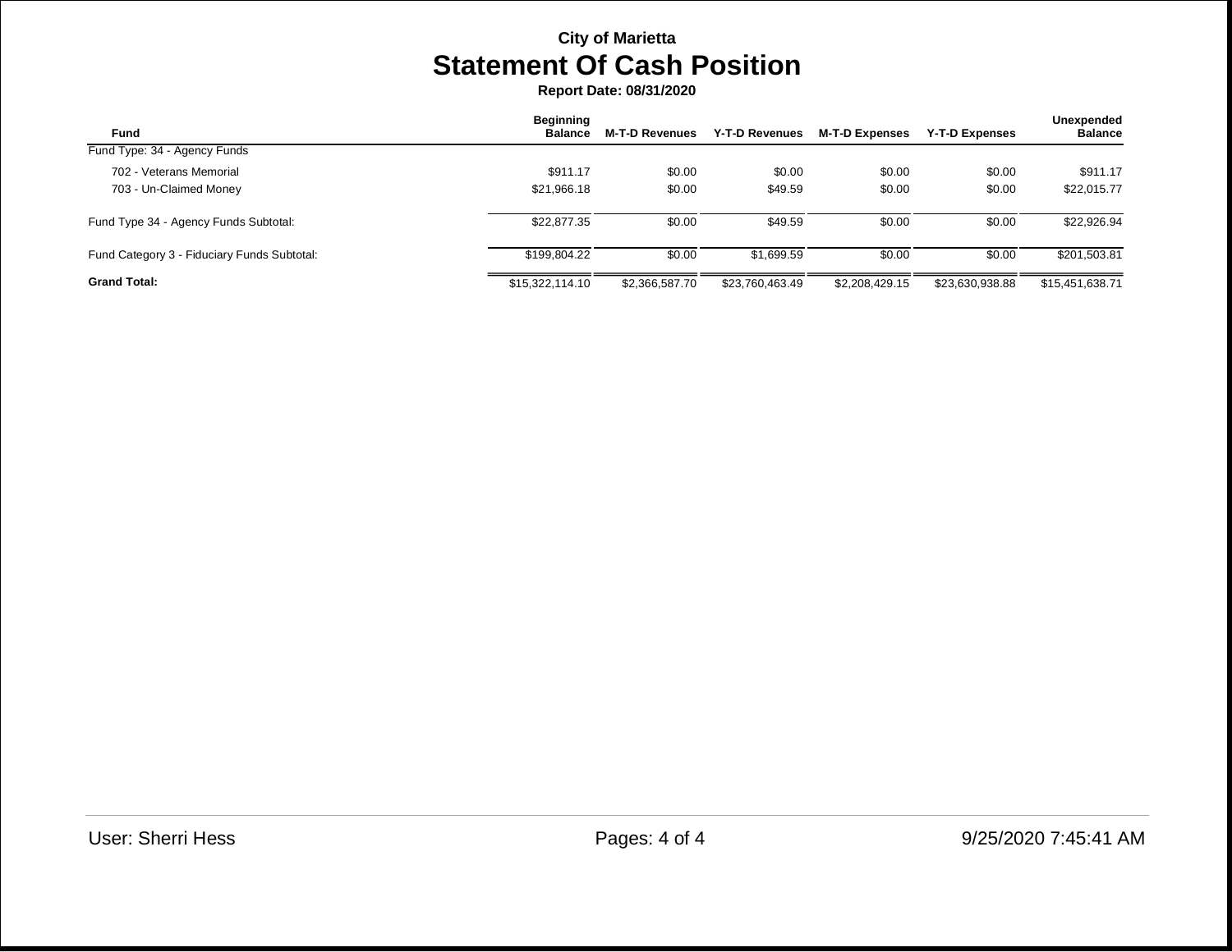**City of Marietta**

# Statement Of Cash Position

**Report Date: 08/31/2020**

| Fund | Beginning Balance | M-T-D Revenues | Y-T-D Revenues | M-T-D Expenses | Y-T-D Expenses | Unexpended Balance |
|---|---|---|---|---|---|---|
| Fund Type: 34 - Agency Funds | | | | | | |
| 702 - Veterans Memorial | $911.17 | $0.00 | $0.00 | $0.00 | $0.00 | $911.17 |
| 703 - Un-Claimed Money | $21,966.18 | $0.00 | $49.59 | $0.00 | $0.00 | $22,015.77 |
| Fund Type 34 - Agency Funds Subtotal: | $22,877.35 | $0.00 | $49.59 | $0.00 | $0.00 | $22,926.94 |
| Fund Category 3 - Fiduciary Funds Subtotal: | $199,804.22 | $0.00 | $1,699.59 | $0.00 | $0.00 | $201,503.81 |
| **Grand Total:** | $15,322,114.10 | $2,366,587.70 | $23,760,463.49 | $2,208,429.15 | $23,630,938.88 | $15,451,638.71 |

User: Sherri Hess

9/25/2020 7:45:41 AM